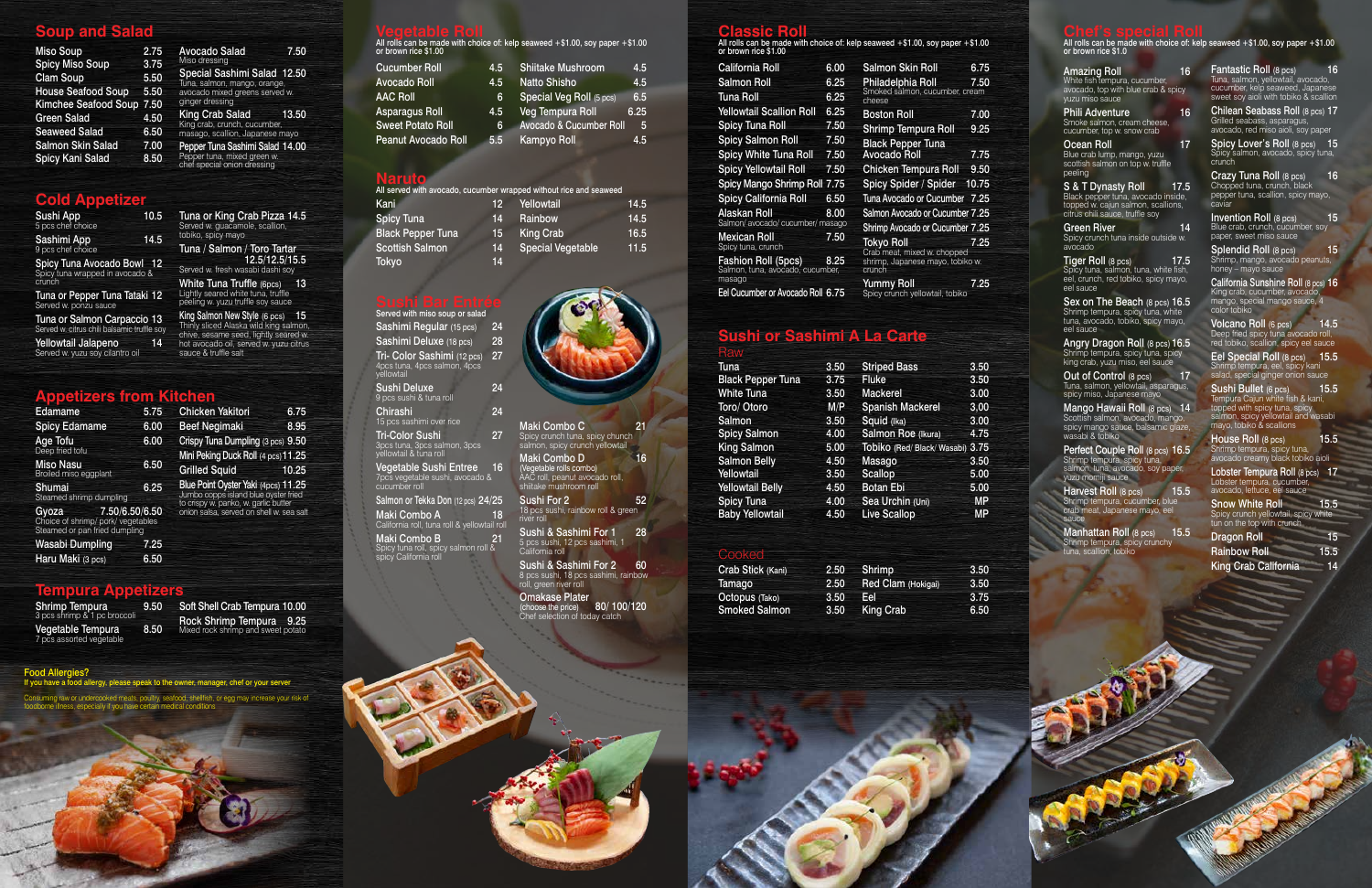## Soup and Salad

- Miso Soup 2.75
- Spicy Miso Soup 3.75
- Clam Soup 5.50
- House Seafood Soup 5.50
- Kimchee Seafood Soup 7.50
- Green Salad 4.50
- Seaweed Salad 6.50
- Salmon Skin Salad 7.00
- Spicy Kani Salad 8.50
- Avocado Salad 7.50
  Miso dressing
- Special Sashimi Salad 12.50
  Tuna, salmon, mango, orange, avocado mixed greens served w. ginger dressing
- King Crab Salad 13.50
  King crab, crunch, cucumber, masago, scallion, Japanese mayo
- Pepper Tuna Sashimi Salad 14.00
  Pepper tuna, mixed green w. chef special onion dressing

## Cold Appetizer

- Sushi App 10.5
  5 pcs chef choice
- Sashimi App 14.5
  9 pcs chef choice
- Spicy Tuna Avocado Bowl 12
  Spicy tuna wrapped in avocado & crunch
- Tuna or Pepper Tuna Tataki 12
  Served w. ponzu sauce
- Tuna or Salmon Carpaccio 13
  Served w. citrus chili balsamic truffle soy
- Yellowtail Jalapeno 14
  Served w. yuzu soy cilantro oil
- Tuna or King Crab Pizza 14.5
  Served w. guacamole, scallion, tobiko, spicy mayo
- Tuna / Salmon / Toro Tartar 12.5/12.5/15.5
  Served w. fresh wasabi dashi soy
- White Tuna Truffle (6pcs) 13
  Lightly seared white tuna, truffle peeling w. yuzu truffle soy sauce
- King Salmon New Style (6 pcs) 15
  Thinly sliced Alaska wild king salmon, chive, sesame seed, lightly seared w. hot avocado oil, served w. yuzu citrus sauce & truffle salt

## Appetizers from Kitchen

- Edamame 5.75
- Spicy Edamame 6.00
- Age Tofu 6.00
  Deep fried tofu
- Miso Nasu 6.50
  Broiled miso eggplant
- Shumai 6.25
  Steamed shrimp dumpling
- Gyoza 7.50/6.50/6.50
  Choice of shrimp/ pork/ vegetables
  Steamed or pan fried dumpling
- Wasabi Dumpling 7.25
- Haru Maki (3 pcs) 6.50
- Chicken Yakitori 6.75
- Beef Negimaki 8.95
- Crispy Tuna Dumpling (3 pcs) 9.50
- Mini Peking Duck Roll (4 pcs) 11.25
- Grilled Squid 10.25
- Blue Point Oyster Yaki (4pcs) 11.25
  Jumbo copps island blue oyster fried to crispy w. panko, w. garlic butter onion salsa, served on shell w. sea salt

## Tempura Appetizers

- Shrimp Tempura 9.50
  3 pcs shrimp & 1 pc broccoli
- Vegetable Tempura 8.50
  7 pcs assorted vegetable
- Soft Shell Crab Tempura 10.00
- Rock Shrimp Tempura 9.25
  Mixed rock shrimp and sweet potato

**Food Allergies?**
If you have a food allergy, please speak to the owner, manager, chef or your server

Consuming raw or undercooked meats, poultry, seafood, shellfish, or egg may increase your risk of foodborne illness, especially if you have certain medical conditions.

## Vegetable Roll

All rolls can be made with choice of: kelp seaweed +$1.00, soy paper +$1.00 or brown rice $1.00

- Cucumber Roll 4.5
- Avocado Roll 4.5
- AAC Roll 6
- Asparagus Roll 4.5
- Sweet Potato Roll 6
- Peanut Avocado Roll 5.5
- Shiitake Mushroom 4.5
- Natto Shisho 4.5
- Special Veg Roll (5 pcs) 6.5
- Veg Tempura Roll 6.25
- Avocado & Cucumber Roll 5
- Kampyo Roll 4.5

## Naruto

All served with avocado, cucumber wrapped without rice and seaweed

- Kani 12
- Spicy Tuna 14
- Black Pepper Tuna 15
- Scottish Salmon 14
- Tokyo 14
- Yellowtail 14.5
- Rainbow 14.5
- King Crab 16.5
- Special Vegetable 11.5

## Sushi Bar Entree

Served with miso soup or salad

- Sashimi Regular (15 pcs) 24
- Sashimi Deluxe (18 pcs) 28
- Tri- Color Sashimi (12 pcs) 27
  4pcs tuna, 4pcs salmon, 4pcs yellowtail
- Sushi Deluxe 24
  9 pcs sushi & tuna roll
- Chirashi 24
  15 pcs sashimi over rice
- Tri-Color Sushi 27
  3pcs tuna, 3pcs salmon, 3pcs yellowtail & tuna roll
- Vegetable Sushi Entree 16
  7pcs vegetable sushi, avocado & cucumber roll
- Salmon or Tekka Don (12 pcs) 24/25
- Maki Combo A 18
  California roll, tuna roll & yellowtail roll
- Maki Combo B 21
  Spicy tuna roll, spicy salmon roll & spicy California roll
- Maki Combo C 21
  Spicy crunch tuna, spicy chunch salmon, spicy crunch yellowtail
- Maki Combo D 16
  (Vegetable rolls combo)
  AAC roll, peanut avocado roll, shiitake mushroom roll
- Sushi For 2 52
  18 pcs sushi, rainbow roll & green river roll
- Sushi & Sashimi For 1 28
  5 pcs sushi, 12 pcs sashimi, 1 California roll
- Sushi & Sashimi For 2 60
  8 pcs sushi, 18 pcs sashimi, rainbow roll, green river roll
- Omakase Plater 80/ 100/120
  (choose the price)
  Chef selection of today catch

## Classic Roll

All rolls can be made with choice of: kelp seaweed +$1.00, soy paper +$1.00 or brown rice $1.00

- California Roll 6.00
- Salmon Roll 6.25
- Tuna Roll 6.25
- Yellowtail Scallion Roll 6.25
- Spicy Tuna Roll 7.50
- Spicy Salmon Roll 7.50
- Spicy White Tuna Roll 7.50
- Spicy Yellowtail Roll 7.50
- Spicy Mango Shrimp Roll 7.75
- Spicy California Roll 6.50
  Salmon/ avocado/ cucumber/ masago
- Alaskan Roll 8.00
- Mexican Roll 7.50
  Spicy tuna, crunch
- Fashion Roll (5pcs) 8.25
  Salmon, tuna, avocado, cucumber, masago
- Eel Cucumber or Avocado Roll 6.75
- Salmon Skin Roll 6.75
- Philadelphia Roll 7.50
  Smoked salmon, cucumber, cream cheese
- Boston Roll 7.00
- Shrimp Tempura Roll 9.25
- Black Pepper Tuna Avocado Roll 7.75
- Chicken Tempura Roll 9.50
- Spicy Spider / Spider 10.75
- Tuna Avocado or Cucumber 7.25
- Salmon Avocado or Cucumber 7.25
- Shrimp Avocado or Cucumber 7.25
- Tokyo Roll 7.25
  Crab meat, mixed w. chopped shrimp, Japanese mayo, tobiko w. crunch
- Yummy Roll 7.25
  Spicy crunch yellowtail, tobiko

## Sushi or Sashimi A La Carte

### Raw

- Tuna 3.50
- Black Pepper Tuna 3.75
- White Tuna 3.50
- Toro/ Otoro M/P
- Salmon 3.50
- Spicy Salmon 4.00
- King Salmon 5.00
- Salmon Belly 4.50
- Yellowtail 3.50
- Yellowtail Belly 4.50
- Spicy Tuna 4.00
- Baby Yellowtail 4.50
- Striped Bass 3.50
- Fluke 3.50
- Mackerel 3.00
- Spanish Mackerel 3.00
- Squid (Ika) 3.00
- Salmon Roe (Ikura) 4.75
- Tobiko (Red/ Black/ Wasabi) 3.75
- Masago 3.50
- Scallop 5.00
- Botan Ebi 5.00
- Sea Urchin (Uni) MP
- Live Scallop MP

### Cooked

- Crab Stick (Kani) 2.50
- Tamago 2.50
- Octopus (Tako) 3.50
- Smoked Salmon 3.50
- Shrimp 3.50
- Red Clam (Hokigai) 3.50
- Eel 3.75
- King Crab 6.50

## Chef's special Roll

All rolls can be made with choice of: kelp seaweed +$1.00, soy paper +$1.00 or brown rice $1.0

- Amazing Roll 16
  White fish tempura, cucumber, avocado, top with blue crab & spicy yuzu miso sauce
- Phili Adventure 16
  Smoke salmon, cream cheese, cucumber, top w. snow crab
- Ocean Roll 17
  Blue crab lump, mango, yuzu scottish salmon on top w. truffle peeling
- S & T Dynasty Roll 17.5
  Black pepper tuna, avocado inside, topped w. cajun salmon, scallions, citrus chili sauce, truffle soy
- Green River 14
  Spicy crunch tuna inside outside w. avocado
- Tiger Roll (8 pcs) 17.5
  Spicy tuna, salmon, tuna, white fish, eel, crunch, red tobiko, spicy mayo, eel sauce
- Sex on The Beach (8 pcs) 16.5
  Shrimp tempura, spicy tuna, white tuna, avocado, tobiko, spicy mayo, eel sauce
- Angry Dragon Roll (8 pcs) 16.5
  Shrimp tempura, spicy tuna, spicy king crab, yuzu miso, eel sauce
- Out of Control (8 pcs) 17
  Tuna, salmon, yellowtail, asparagus, spicy miso, Japanese mayo
- Mango Hawaii Roll (8 pcs) 14
  Scottish salmon, avocado, mango, spicy mango sauce, balsamic glaze, wasabi & tobiko
- Perfect Couple Roll (8 pcs) 16.5
  Shrimp tempura, spicy tuna, salmon, tuna, avocado, soy paper, yuzu momiji sauce
- Harvest Roll (8 pcs) 15.5
  Shrimp tempura, cucumber, blue crab meat, Japanese mayo, eel sauce
- Manhattan Roll (8 pcs) 15.5
  Shrimp tempura, spicy crunchy tuna, scallion, tobiko
- Fantastic Roll (8 pcs) 16
  Tuna, salmon, yellowtail, avocado, cucumber, kelp seaweed, Japanese sweet soy aioli with tobiko & scallion
- Chilean Seabass Roll (8 pcs) 17
  Grilled seabass, asparagus, avocado, red miso aioli, soy paper
- Spicy Lover's Roll (8 pcs) 15
  Spicy salmon, avocado, spicy tuna, crunch
- Crazy Tuna Roll (8 pcs) 16
  Chopped tuna, crunch, black pepper tuna, scallion, spicy mayo, caviar
- Invention Roll (8 pcs) 15
  Blue crab, crunch, cucumber, soy paper, sweet miso sauce
- Splendid Roll (8 pcs) 15
  Shrimp, mango, avocado peanuts, honey – mayo sauce
- California Sunshine Roll (8 pcs) 16
  King crab, cucumber, avocado, mango, special mango sauce, 4 color tobiko
- Volcano Roll (6 pcs) 14.5
  Deep fried spicy tuna avocado roll, red tobiko, scallion, spicy eel sauce
- Eel Special Roll (8 pcs) 15.5
  Shrimp tempura, eel, spicy kani salad, special ginger onion sauce
- Sushi Bullet (6 pcs) 15.5
  Tempura Cajun white fish & kani, topped with spicy tuna, spicy salmon, spicy yellowtail and wasabi mayo, tobiko & scallions
- House Roll (8 pcs) 15.5
  Shrimp tempura, spicy tuna, avocado creamy black tobiko aioli
- Lobster Tempura Roll (8 pcs) 17
  Lobster tempura, cucumber, avocado, lettuce, eel sauce
- Snow White Roll 15.5
  Spicy crunch yellowtail, spicy white tun on the top with crunch
- Dragon Roll 15
- Rainbow Roll 15.5
- King Crab California 14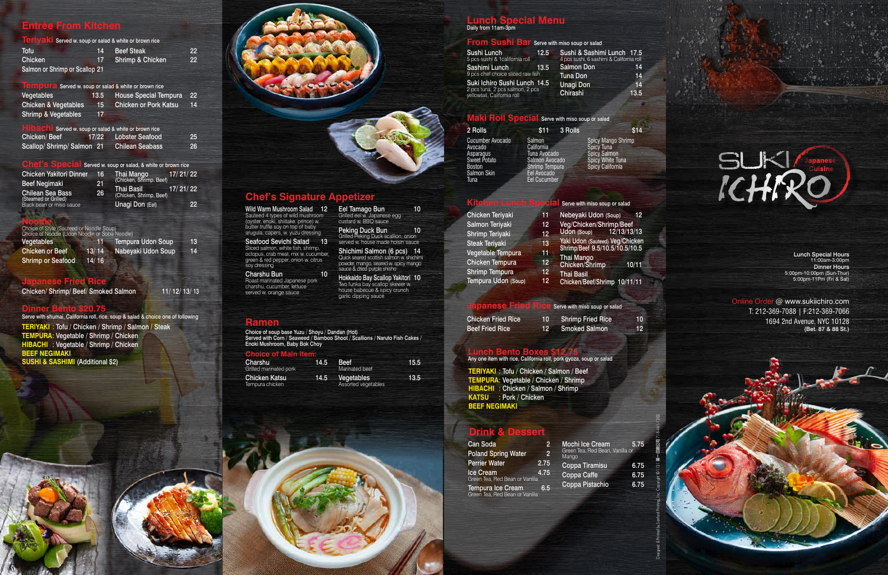## Entrée From Kitchen

### Teriyaki
Served w. soup or salad & white or brown rice

| | |
|---|---|
| Tofu | 14 |
| Chicken | 17 |
| Salmon or Shrimp or Scallop | 21 |
| Beef Steak | 22 |
| Shrimp & Chicken | 22 |

### Tempura
Served w. soup or salad & white or brown rice

| | |
|---|---|
| Vegetables | 13.5 |
| Chicken & Vegetables | 15 |
| Shrimp & Vegetables | 17 |
| House Special Tempura | 22 |
| Chicken or Pork Katsu | 14 |

### Hibachi
Served w. soup or salad & white or brown rice

| | |
|---|---|
| Chicken/ Beef | 17/22 |
| Scallop/ Shrimp/ Salmon | 21 |
| Lobster Seafood | 25 |
| Chilean Seabass | 26 |

### Chef's Special
Served w. soup or salad, & white or brown rice

| | |
|---|---|
| Chicken Yakitori Dinner | 16 |
| Beef Negimaki | 21 |
| Chilean Sea Bass (Steamed or Grilled) Black bean or miso sauce | 26 |
| Thai Mango (Chicken, Shrimp, Beef) | 17/ 21/ 22 |
| Thai Basil (Chicken, Shrimp, Beef) | 17/ 21/ 22 |
| Unagi Don (Eel) | 22 |

### Noodle
Choice of Style (Sauteed or Noodle Soup)
Choice of Noodle (Udon Noodle or Soba Noodle)

| | |
|---|---|
| Vegetables | 11 |
| Chicken or Beef | 13/ 14 |
| Shrimp or Seafood | 14/ 16 |
| Tempura Udon Soup | 13 |
| Nabeyaki Udon Soup | 14 |

### Japanese Fried Rice
Chicken/ Shrimp/ Beef/ Smoked Salmon 11/ 12/ 13/ 13

### Dinner Bento $20.75
Serve with shumai, California roll, rice, soup & salad & choice one of following

**TERIYAKI** : Tofu / Chicken / Shrimp / Salmon / Steak
**TEMPURA**: Vegetable / Shrimp / Chicken
**HIBACHI** : Vegetable / Shrimp / Chicken
**BEEF NEGIMAKI**
**SUSHI & SASHIMI** (Additional $2)

## Chef's Signature Appetizer

**Wild Warm Mushroom Salad** 12
Sauteed 4 types of wild mushroom (oyster, enoki, shiitake, prince) w. butter truffle soy on top of baby arugula, capers, w. yuzu dressing

**Seafood Sevichi Salad** 13
Sliced salmon, white fish, shrimp, octopus, crab meat, mix w. cucumber, green & red pepper, onion w. citrus soy dressing

**Charshu Bun** 10
Roast marinated Japanese pork charshu, cucumber, lettuce served w. orange sauce

**Eel Tamago Bun** 10
Grilled eel w. Japanese egg custard w. BBQ sauce

**Peking Duck Bun** 10
Grilled Peking Duck scallion, onion served w. house made hoisin sauce

**Shichimi Salmon (6 pcs)** 14
Quick seared scottish salmon w. shichimi powder, mango, seared w. spicy mango sauce & dried purple shisho

**Hokkaido Bay Scallop Yakitori** 10
Two funka bay scallop skewer w. house babecue & spicy crunch garlic dipping sauce

## Ramen
Choice of soup base Yuzu / Shoyu / Dandan (Hot)
Served with Corn / Seaweed / Bamboo Shoot / Scallions / Naruto Fish Cakes / Enoki Mushroom, Baby Bok Choy

### Choice of Main Item:

| | |
|---|---|
| Charshu (Grilled marinated pork) | 14.5 |
| Chicken Katsu (Tempura chicken) | 14.5 |
| Beef (Marinated beef) | 15.5 |
| Vegetables (Assorted vegetables) | 13.5 |

## Lunch Special Menu
Daily from 11am-3pm

### From Sushi Bar
Serve with miso soup or salad

| | |
|---|---|
| Sushi Lunch (5 pcs sushi & 1california roll) | 12.5 |
| Sashimi Lunch (9 pcs chef choice sliced raw fish) | 13.5 |
| Suki Ichiro Sushi Lunch (2 pcs tuna, 2 pcs salmon, 2 pcs yellowtail, California roll) | 14.5 |
| Sushi & Sashimi Lunch (4 pcs sushi, 6 sashimi & California roll) | 17.5 |
| Salmon Don | 14 |
| Tuna Don | 14 |
| Unagi Don | 14 |
| Chirashi | 13.5 |

### Maki Roll Special
Serve with miso soup or salad

2 Rolls $11 — 3 Rolls $14

Cucumber Avocado, Avocado, Asparagus, Sweet Potato, Boston, Salmon Skin, Tuna, Salmon, California, Tuna Avocado, Salmon Avocado, Shrimp Tempura, Eel Avocado, Eel Cucumber, Spicy Mango Shrimp, Spicy Tuna, Spicy Salmon, Spicy White Tuna, Spicy California

### Kitchen Lunch Special
Serve with miso soup or salad

| | |
|---|---|
| Chicken Teriyaki | 11 |
| Salmon Teriyaki | 12 |
| Shrimp Teriyaki | 12 |
| Steak Teriyaki | 13 |
| Vegetable Tempura | 11 |
| Chicken Tempura | 12 |
| Shrimp Tempura | 12 |
| Tempura Udon (Soup) | 12 |
| Nebeyaki Udon (Soup) | 12 |
| Veg/Chicken/Shrimp/Beef Udon (Soup) | 12/13/13/13 |
| Yaki Udon (Sauteed) Veg/Chicken Shrimp/Beef | 9.5/10.5/10.5/10.5 |
| Thai Mango Chicken/Shrimp | 10/11 |
| Thai Basil Chicken/Beef/Shrimp | 10/11/11 |

### Japanese Fried Rice
Serve with miso soup or salad

| | |
|---|---|
| Chicken Fried Rice | 10 |
| Beef Fried Rice | 12 |
| Shrimp Fried Rice | 10 |
| Smoked Salmon | 12 |

### Lunch Bento Boxes $12.75
Any one item with rice, California roll, pork gyoza, soup or salad

**TERIYAKI** : Tofu / Chicken / Salmon / Beef
**TEMPURA**: Vegetable / Chicken / Shrimp
**HIBACHI** : Chicken / Salmon / Shrimp
**KATSU** : Pork / Chicken
**BEEF NEGIMAKI**

## Drink & Dessert

| | |
|---|---|
| Can Soda | 2 |
| Poland Spring Water | 2 |
| Perrier Water | 2.75 |
| Ice Cream (Green Tea, Red Bean or Vanilla) | 4.75 |
| Tempura Ice Cream (Green Tea, Red Bean or Vanilla) | 6.5 |
| Mochi Ice Cream (Green Tea, Red Bean, Vanilla or Mango) | 5.75 |
| Coppa Tiramisu | 6.75 |
| Coppa Caffe | 6.75 |
| Coppa Pistachio | 6.75 |

# SUKI ICHIRO
Japanese Cuisine

**Lunch Special Hours**
11:00am-3:00pm

**Dinner Hours**
5:00pm-10:00pm (Sun-Thur)
5:00pm-11Pm (Fri & Sat)

Online Order @ www.sukiichiro.com
T: 212-369-7088 | F:212-369-7066
1694 2nd Avenue, NYC 10128
(Bet. 87 & 88 St.)